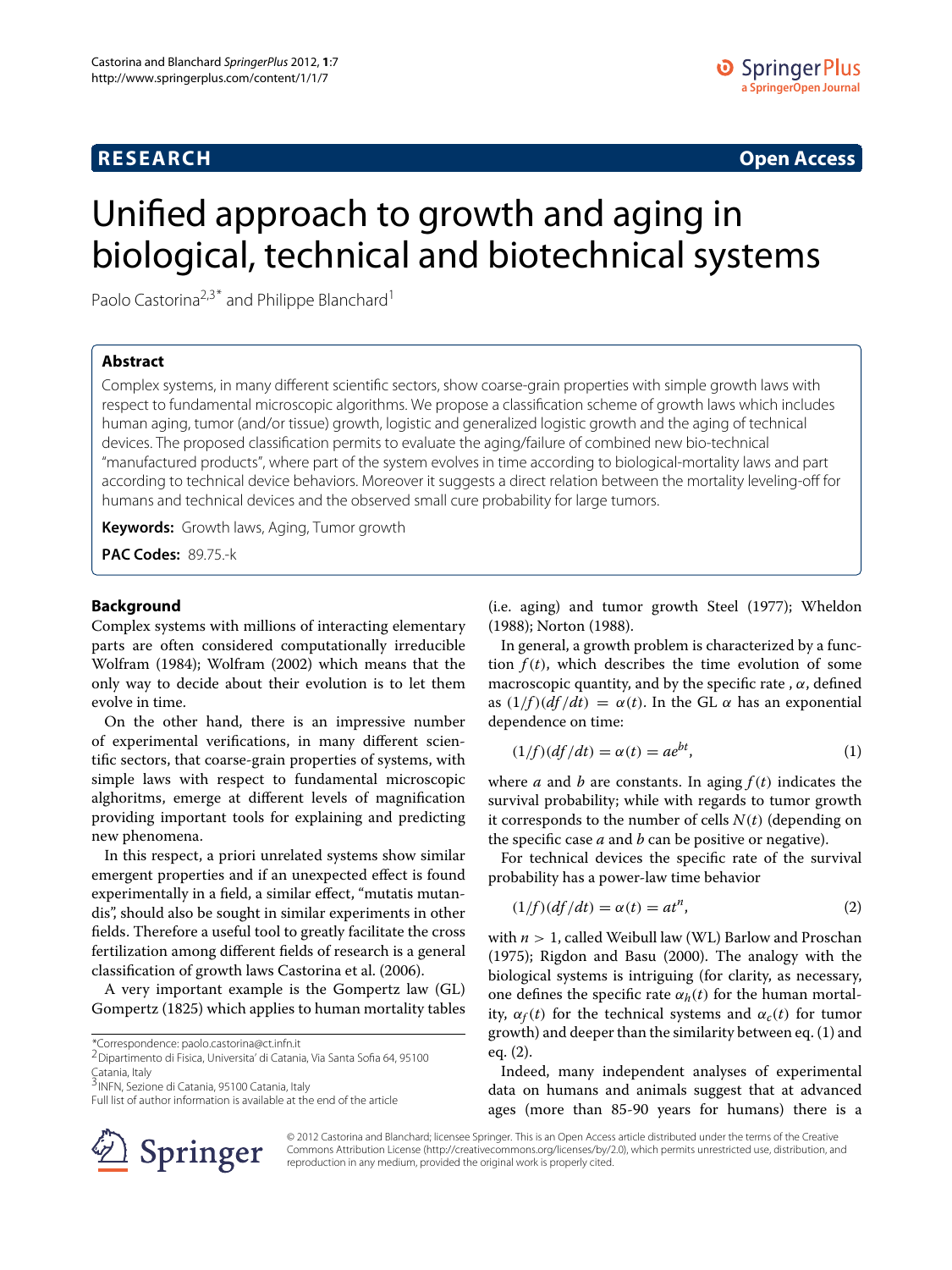RESEARCH

Open Access

# Unified approach to growth and aging in biological, technical and biotechnical systems

Paolo Castorina[2,3*] and Philippe Blanchard[1]

## Abstract

Complex systems, in many different scientific sectors, show coarse-grain properties with simple growth laws with respect to fundamental microscopic algorithms. We propose a classification scheme of growth laws which includes human aging, tumor (and/or tissue) growth, logistic and generalized logistic growth and the aging of technical devices. The proposed classification permits to evaluate the aging/failure of combined new bio-technical "manufactured products", where part of the system evolves in time according to biological-mortality laws and part according to technical device behaviors. Moreover it suggests a direct relation between the mortality leveling-off for humans and technical devices and the observed small cure probability for large tumors.

**Keywords:** Growth laws, Aging, Tumor growth

**PAC Codes:** 89.75.-k

## Background

Complex systems with millions of interacting elementary parts are often considered computationally irreducible Wolfram (1984); Wolfram (2002) which means that the only way to decide about their evolution is to let them evolve in time.

On the other hand, there is an impressive number of experimental verifications, in many different scientific sectors, that coarse-grain properties of systems, with simple laws with respect to fundamental microscopic alghoritms, emerge at different levels of magnification providing important tools for explaining and predicting new phenomena.

In this respect, a priori unrelated systems show similar emergent properties and if an unexpected effect is found experimentally in a field, a similar effect, "mutatis mutandis", should also be sought in similar experiments in other fields. Therefore a useful tool to greatly facilitate the cross fertilization among different fields of research is a general classification of growth laws Castorina et al. (2006).

A very important example is the Gompertz law (GL) Gompertz (1825) which applies to human mortality tables (i.e. aging) and tumor growth Steel (1977); Wheldon (1988); Norton (1988).

In general, a growth problem is characterized by a function $f(t)$, which describes the time evolution of some macroscopic quantity, and by the specific rate , $\alpha$, defined as $(1/f)(df/dt) = \alpha(t)$. In the GL $\alpha$ has an exponential dependence on time:

$$(1/f)(df/dt) = \alpha(t) = ae^{bt}, \tag{1}$$

where $a$ and $b$ are constants. In aging $f(t)$ indicates the survival probability; while with regards to tumor growth it corresponds to the number of cells $N(t)$ (depending on the specific case $a$ and $b$ can be positive or negative).

For technical devices the specific rate of the survival probability has a power-law time behavior

$$(1/f)(df/dt) = \alpha(t) = at^n, \tag{2}$$

with $n > 1$, called Weibull law (WL) Barlow and Proschan (1975); Rigdon and Basu (2000). The analogy with the biological systems is intriguing (for clarity, as necessary, one defines the specific rate $\alpha_h(t)$ for the human mortality, $\alpha_f(t)$ for the technical systems and $\alpha_c(t)$ for tumor growth) and deeper than the similarity between eq. (1) and eq. (2).

Indeed, many independent analyses of experimental data on humans and animals suggest that at advanced ages (more than 85-90 years for humans) there is a

*Correspondence: paolo.castorina@ct.infn.it
[2]Dipartimento di Fisica, Universita' di Catania, Via Santa Sofia 64, 95100 Catania, Italy
[3]INFN, Sezione di Catania, 95100 Catania, Italy
Full list of author information is available at the end of the article

© 2012 Castorina and Blanchard; licensee Springer. This is an Open Access article distributed under the terms of the Creative Commons Attribution License (http://creativecommons.org/licenses/by/2.0), which permits unrestricted use, distribution, and reproduction in any medium, provided the original work is properly cited.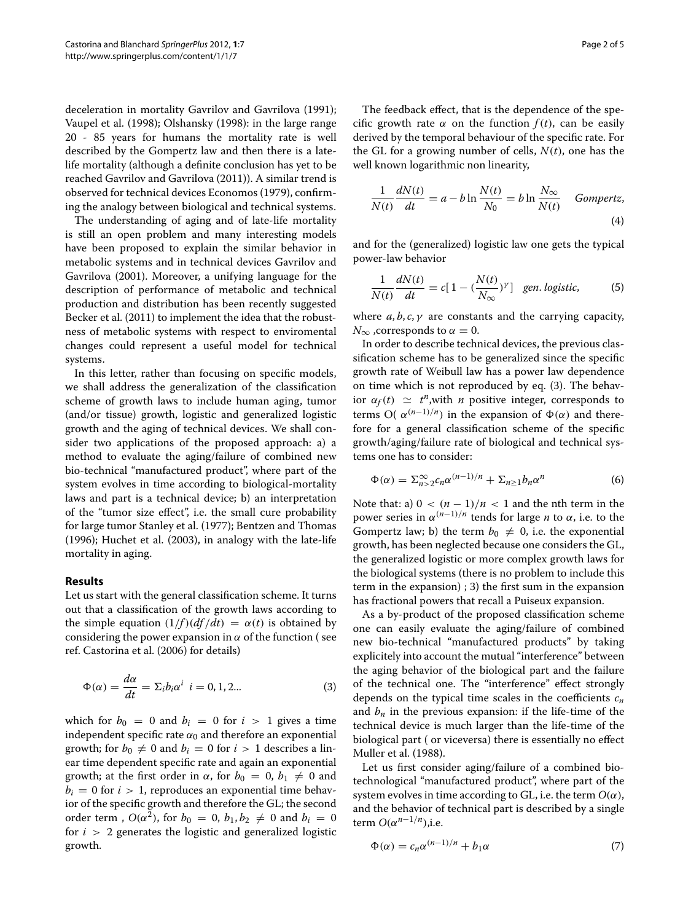deceleration in mortality Gavrilov and Gavrilova (1991); Vaupel et al. (1998); Olshansky (1998): in the large range 20 - 85 years for humans the mortality rate is well described by the Gompertz law and then there is a late-life mortality (although a definite conclusion has yet to be reached Gavrilov and Gavrilova (2011)). A similar trend is observed for technical devices Economos (1979), confirming the analogy between biological and technical systems.

The understanding of aging and of late-life mortality is still an open problem and many interesting models have been proposed to explain the similar behavior in metabolic systems and in technical devices Gavrilov and Gavrilova (2001). Moreover, a unifying language for the description of performance of metabolic and technical production and distribution has been recently suggested Becker et al. (2011) to implement the idea that the robustness of metabolic systems with respect to enviromental changes could represent a useful model for technical systems.

In this letter, rather than focusing on specific models, we shall address the generalization of the classification scheme of growth laws to include human aging, tumor (and/or tissue) growth, logistic and generalized logistic growth and the aging of technical devices. We shall consider two applications of the proposed approach: a) a method to evaluate the aging/failure of combined new bio-technical "manufactured product", where part of the system evolves in time according to biological-mortality laws and part is a technical device; b) an interpretation of the "tumor size effect", i.e. the small cure probability for large tumor Stanley et al. (1977); Bentzen and Thomas (1996); Huchet et al. (2003), in analogy with the late-life mortality in aging.

## Results

Let us start with the general classification scheme. It turns out that a classification of the growth laws according to the simple equation $(1/f)(df/dt) = \alpha(t)$ is obtained by considering the power expansion in $\alpha$ of the function ( see ref. Castorina et al. (2006) for details)

$$\Phi(\alpha) = \frac{d\alpha}{dt} = \Sigma_i b_i \alpha^i \quad i = 0, 1, 2... \tag{3}$$

which for $b_0 = 0$ and $b_i = 0$ for $i > 1$ gives a time independent specific rate $\alpha_0$ and therefore an exponential growth; for $b_0 \neq 0$ and $b_i = 0$ for $i > 1$ describes a linear time dependent specific rate and again an exponential growth; at the first order in $\alpha$, for $b_0 = 0$, $b_1 \neq 0$ and $b_i = 0$ for $i > 1$, reproduces an exponential time behavior of the specific growth and therefore the GL; the second order term , $O(\alpha^2)$, for $b_0 = 0$, $b_1, b_2 \neq 0$ and $b_i = 0$ for $i > 2$ generates the logistic and generalized logistic growth.

The feedback effect, that is the dependence of the specific growth rate $\alpha$ on the function $f(t)$, can be easily derived by the temporal behaviour of the specific rate. For the GL for a growing number of cells, $N(t)$, one has the well known logarithmic non linearity,

$$\frac{1}{N(t)}\frac{dN(t)}{dt} = a - b\ln\frac{N(t)}{N_0} = b\ln\frac{N_\infty}{N(t)} \quad \textit{Gompertz}, \tag{4}$$

and for the (generalized) logistic law one gets the typical power-law behavior

$$\frac{1}{N(t)}\frac{dN(t)}{dt} = c[\,1 - (\frac{N(t)}{N_\infty})^\gamma] \quad \textit{gen. logistic}, \tag{5}$$

where $a, b, c, \gamma$ are constants and the carrying capacity, $N_\infty$ ,corresponds to $\alpha = 0$.

In order to describe technical devices, the previous classification scheme has to be generalized since the specific growth rate of Weibull law has a power law dependence on time which is not reproduced by eq. (3). The behavior $\alpha_f(t) \simeq t^n$,with $n$ positive integer, corresponds to terms O( $\alpha^{(n-1)/n}$) in the expansion of $\Phi(\alpha)$ and therefore for a general classification scheme of the specific growth/aging/failure rate of biological and technical systems one has to consider:

$$\Phi(\alpha) = \Sigma_{n>2}^\infty c_n \alpha^{(n-1)/n} + \Sigma_{n\geq 1} b_n \alpha^n \tag{6}$$

Note that: a) $0 < (n-1)/n < 1$ and the nth term in the power series in $\alpha^{(n-1)/n}$ tends for large $n$ to $\alpha$, i.e. to the Gompertz law; b) the term $b_0 \neq 0$, i.e. the exponential growth, has been neglected because one considers the GL, the generalized logistic or more complex growth laws for the biological systems (there is no problem to include this term in the expansion) ; 3) the first sum in the expansion has fractional powers that recall a Puiseux expansion.

As a by-product of the proposed classification scheme one can easily evaluate the aging/failure of combined new bio-technical "manufactured products" by taking explicitely into account the mutual "interference" between the aging behavior of the biological part and the failure of the technical one. The "interference" effect strongly depends on the typical time scales in the coefficients $c_n$ and $b_n$ in the previous expansion: if the life-time of the technical device is much larger than the life-time of the biological part ( or viceversa) there is essentially no effect Muller et al. (1988).

Let us first consider aging/failure of a combined bio-technological "manufactured product", where part of the system evolves in time according to GL, i.e. the term $O(\alpha)$, and the behavior of technical part is described by a single term $O(\alpha^{n-1/n})$,i.e.

$$\Phi(\alpha) = c_n \alpha^{(n-1)/n} + b_1 \alpha \tag{7}$$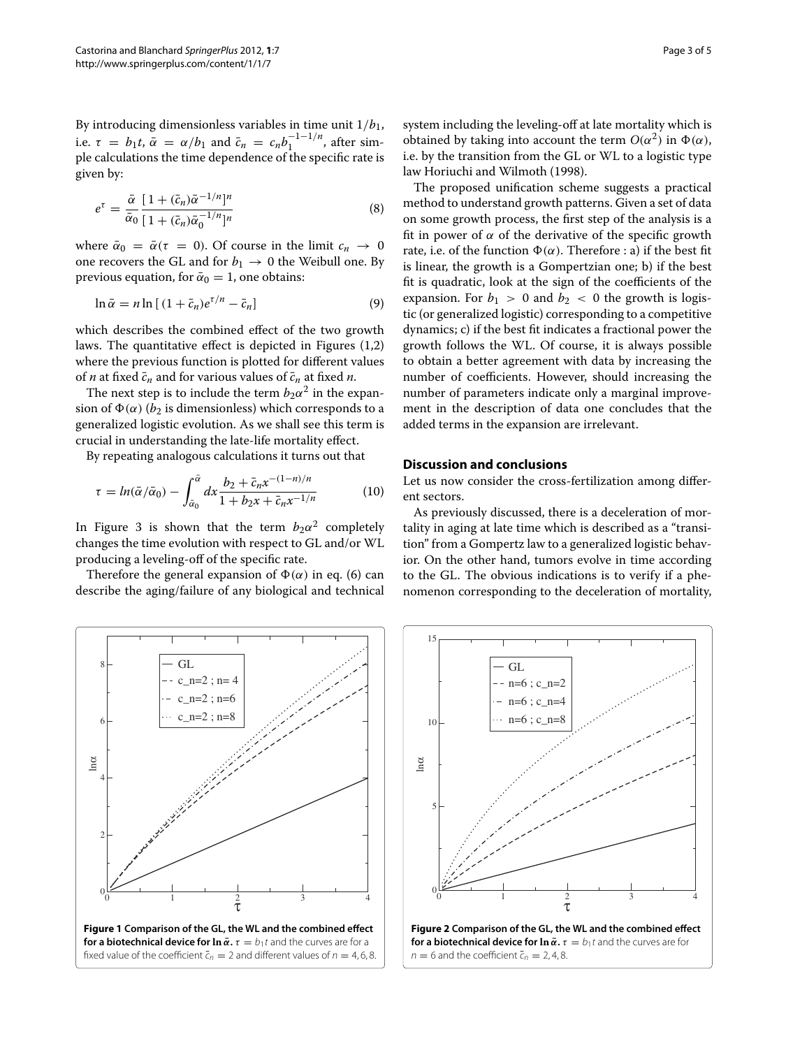By introducing dimensionless variables in time unit $1/b_1$, i.e. $\tau = b_1 t$, $\bar{\alpha} = \alpha/b_1$ and $\bar{c}_n = c_n b_1^{-1-1/n}$, after simple calculations the time dependence of the specific rate is given by:

$$e^{\tau} = \frac{\bar{\alpha}}{\bar{\alpha}_0} \frac{[1 + (\bar{c}_n)\bar{\alpha}^{-1/n}]^n}{[1 + (\bar{c}_n)\bar{\alpha}_0^{-1/n}]^n} \tag{8}$$

where $\bar{\alpha}_0 = \bar{\alpha}(\tau = 0)$. Of course in the limit $c_n \to 0$ one recovers the GL and for $b_1 \to 0$ the Weibull one. By previous equation, for $\bar{\alpha}_0 = 1$, one obtains:

$$\ln \bar{\alpha} = n \ln [ (1 + \bar{c}_n) e^{\tau/n} - \bar{c}_n] \tag{9}$$

which describes the combined effect of the two growth laws. The quantitative effect is depicted in Figures (1,2) where the previous function is plotted for different values of $n$ at fixed $\bar{c}_n$ and for various values of $\bar{c}_n$ at fixed $n$.

The next step is to include the term $b_2\alpha^2$ in the expansion of $\Phi(\alpha)$ ($b_2$ is dimensionless) which corresponds to a generalized logistic evolution. As we shall see this term is crucial in understanding the late-life mortality effect.

By repeating analogous calculations it turns out that

$$\tau = ln(\bar{\alpha}/\bar{\alpha}_0) - \int_{\bar{\alpha}_0}^{\bar{\alpha}} dx \frac{b_2 + \bar{c}_n x^{-(1-n)/n}}{1 + b_2 x + \bar{c}_n x^{-1/n}} \tag{10}$$

In Figure 3 is shown that the term $b_2\alpha^2$ completely changes the time evolution with respect to GL and/or WL producing a leveling-off of the specific rate.

Therefore the general expansion of $\Phi(\alpha)$ in eq. (6) can describe the aging/failure of any biological and technical system including the leveling-off at late mortality which is obtained by taking into account the term $O(\alpha^2)$ in $\Phi(\alpha)$, i.e. by the transition from the GL or WL to a logistic type law Horiuchi and Wilmoth (1998).

The proposed unification scheme suggests a practical method to understand growth patterns. Given a set of data on some growth process, the first step of the analysis is a fit in power of $\alpha$ of the derivative of the specific growth rate, i.e. of the function $\Phi(\alpha)$. Therefore : a) if the best fit is linear, the growth is a Gompertzian one; b) if the best fit is quadratic, look at the sign of the coefficients of the expansion. For $b_1 > 0$ and $b_2 < 0$ the growth is logistic (or generalized logistic) corresponding to a competitive dynamics; c) if the best fit indicates a fractional power the growth follows the WL. Of course, it is always possible to obtain a better agreement with data by increasing the number of coefficients. However, should increasing the number of parameters indicate only a marginal improvement in the description of data one concludes that the added terms in the expansion are irrelevant.

## Discussion and conclusions

Let us now consider the cross-fertilization among different sectors.

As previously discussed, there is a deceleration of mortality in aging at late time which is described as a "transition" from a Gompertz law to a generalized logistic behavior. On the other hand, tumors evolve in time according to the GL. The obvious indications is to verify if a phenomenon corresponding to the deceleration of mortality,

**Figure 1 Comparison of the GL, the WL and the combined effect for a biotechnical device for $\ln \bar{\alpha}$.** $\tau = b_1 t$ and the curves are for a fixed value of the coefficient $\bar{c}_n = 2$ and different values of $n = 4, 6, 8$.

**Figure 2 Comparison of the GL, the WL and the combined effect for a biotechnical device for $\ln \bar{\alpha}$.** $\tau = b_1 t$ and the curves are for $n = 6$ and the coefficient $\bar{c}_n = 2, 4, 8$.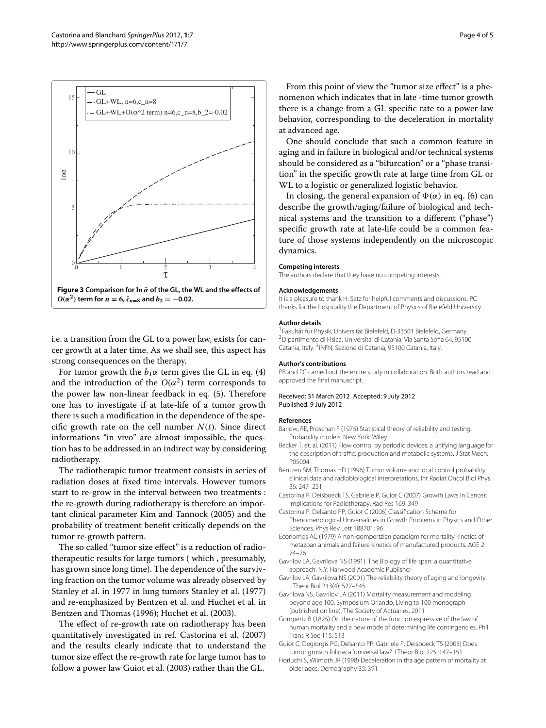Figure 3 Comparison for $\ln \tilde{\alpha}$ of the GL, the WL and the effects of $O(\alpha^2)$ term for $n = 6$, $\tilde{c}_{n=8}$ and $b_2 = -0.02$.

i.e. a transition from the GL to a power law, exists for cancer growth at a later time. As we shall see, this aspect has strong consequences on the therapy.

For tumor growth the $b_1\alpha$ term gives the GL in eq. (4) and the introduction of the $O(\alpha^2)$ term corresponds to the power law non-linear feedback in eq. (5). Therefore one has to investigate if at late-life of a tumor growth there is such a modification in the dependence of the specific growth rate on the cell number $N(t)$. Since direct informations "in vivo" are almost impossible, the question has to be addressed in an indirect way by considering radiotherapy.

The radiotherapic tumor treatment consists in series of radiation doses at fixed time intervals. However tumors start to re-grow in the interval between two treatments : the re-growth during radiotherapy is therefore an important clinical parameter Kim and Tannock (2005) and the probability of treatment benefit critically depends on the tumor re-growth pattern.

The so called "tumor size effect" is a reduction of radiotherapeutic results for large tumors ( which , presumably, has grown since long time). The dependence of the surviving fraction on the tumor volume was already observed by Stanley et al. in 1977 in lung tumors Stanley et al. (1977) and re-emphasized by Bentzen et al. and Huchet et al. in Bentzen and Thomas (1996); Huchet et al. (2003).

The effect of re-growth rate on radiotherapy has been quantitatively investigated in ref. Castorina et al. (2007) and the results clearly indicate that to understand the tumor size effect the re-growth rate for large tumor has to follow a power law Guiot et al. (2003) rather than the GL.

From this point of view the "tumor size effect" is a phenomenon which indicates that in late -time tumor growth there is a change from a GL specific rate to a power law behavior, corresponding to the deceleration in mortality at advanced age.

One should conclude that such a common feature in aging and in failure in biological and/or technical systems should be considered as a "bifurcation" or a "phase transition" in the specific growth rate at large time from GL or WL to a logistic or generalized logistic behavior.

In closing, the general expansion of $\Phi(\alpha)$ in eq. (6) can describe the growth/aging/failure of biological and technical systems and the transition to a different ("phase") specific growth rate at late-life could be a common feature of those systems independently on the microscopic dynamics.

#### Competing interests

The authors declare that they have no competing interests.

#### Acknowledgements

It is a pleasure to thank H. Satz for helpful comments and discussions. PC thanks for the hospitality the Department of Physics of Bielefeld University.

#### Author details

[1]Fakultät für Physik, Universität Bielefeld, D-33501 Bielefeld, Germany. [2]Dipartimento di Fisica, Universita' di Catania, Via Santa Sofia 64, 95100 Catania, Italy. [3]INFN, Sezione di Catania, 95100 Catania, Italy.

#### Author's contributions

PB and PC carried out the entire study in collaboration. Both authors read and approved the final manuscript.

Received: 31 March 2012 Accepted: 9 July 2012
Published: 9 July 2012

#### References

Barlow, RE, Proschan F (1975) Statistical theory of reliability and testing. Probability models. New York: Wiley

Becker T, et. al. (2011) Flow control by periodic devices: a unifying language for the description of traffic, production and metabolic systems. J Stat Mech: P05004

Bentzen SM, Thomas HD (1996) Tumor volume and local control probability: clinical data and radiobiological interpretations. Int Radiat Oncol Biol Phys 36: 247–251

Castorina P, Deisboeck TS, Gabriele P, Guiot C (2007) Growth Laws in Cancer: Implications for Radiotherapy. Rad Res 169: 349

Castorina P, Delsanto PP, Guiot C (2006) Classification Scheme for Phenomenological Universalities in Growth Problems in Physics and Other Sciences. Phys Rev Lett 188701: 96

Economos AC (1979) A non-gompertzian paradigm for mortality kinetics of metazoan animals and failure kinetics of manufactured products. AGE 2: 74–76

Gavrilov LA, Gavrilova NS (1991). The Biology of life span: a quantitative approach. N.Y: Harwood Academic Publisher

Gavrilov LA, Gavrilova NS (2001) The reliability theory of aging and longevity. J Theor Biol 213(4): 527–545

Gavrilova NS, Gavrilov LA (2011) Mortality measurement and modeling beyond age 100, Symposium Orlando, Living to 100 monograph (published on line), The Society of Actuaries, 2011

Gompertz B (1825) On the nature of the function expressive of the law of human mortality and a new mode of determining life contingencies. Phil Trans R Soc 115: 513

Guiot C, Degiorgis PG, Delsanto PP, Gabriele P, Deisboeck TS (2003) Does tumor growth follow a 'universal law? J Theor Biol 225: 147–151

Horiuchi S, Wilmoth JR (1998) Deceleration in tha age pattern of mortality at older ages. Demography 35: 391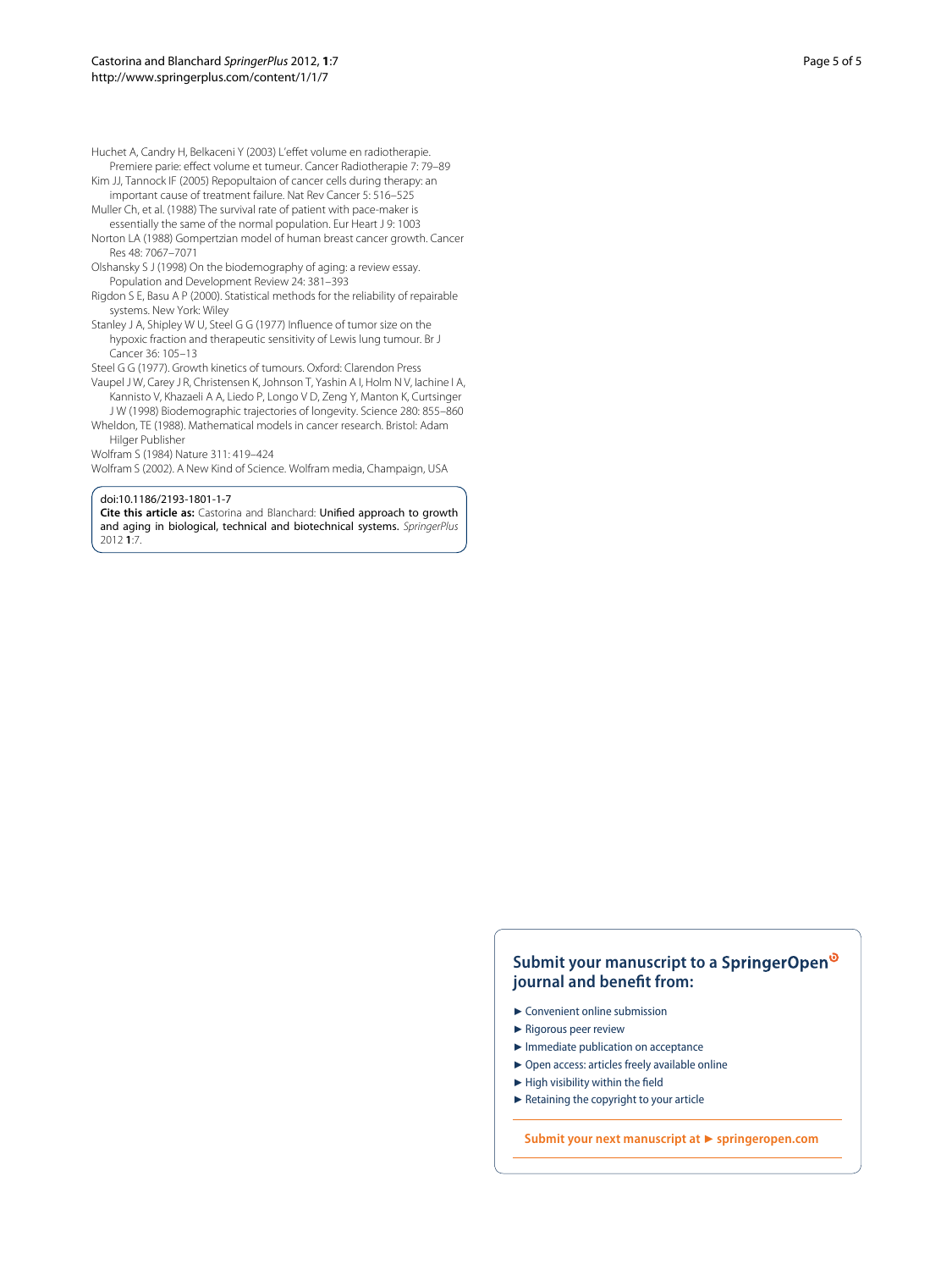Huchet A, Candry H, Belkaceni Y (2003) L'effet volume en radiotherapie. Premiere parie: effect volume et tumeur. Cancer Radiotherapie 7: 79–89

Kim JJ, Tannock IF (2005) Repopultaion of cancer cells during therapy: an important cause of treatment failure. Nat Rev Cancer 5: 516–525

Muller Ch, et al. (1988) The survival rate of patient with pace-maker is essentially the same of the normal population. Eur Heart J 9: 1003

Norton LA (1988) Gompertzian model of human breast cancer growth. Cancer Res 48: 7067–7071

Olshansky S J (1998) On the biodemography of aging: a review essay. Population and Development Review 24: 381–393

Rigdon S E, Basu A P (2000). Statistical methods for the reliability of repairable systems. New York: Wiley

Stanley J A, Shipley W U, Steel G G (1977) Influence of tumor size on the hypoxic fraction and therapeutic sensitivity of Lewis lung tumour. Br J Cancer 36: 105–13

Steel G G (1977). Growth kinetics of tumours. Oxford: Clarendon Press

Vaupel J W, Carey J R, Christensen K, Johnson T, Yashin A I, Holm N V, Iachine I A, Kannisto V, Khazaeli A A, Liedo P, Longo V D, Zeng Y, Manton K, Curtsinger J W (1998) Biodemographic trajectories of longevity. Science 280: 855–860

Wheldon, TE (1988). Mathematical models in cancer research. Bristol: Adam Hilger Publisher

Wolfram S (1984) Nature 311: 419–424

Wolfram S (2002). A New Kind of Science. Wolfram media, Champaign, USA

doi:10.1186/2193-1801-1-7

**Cite this article as:** Castorina and Blanchard: Unified approach to growth and aging in biological, technical and biotechnical systems. *SpringerPlus* 2012 **1**:7.

**Submit your manuscript to a SpringerOpen journal and benefit from:**

- Convenient online submission
- Rigorous peer review
- Immediate publication on acceptance
- Open access: articles freely available online
- High visibility within the field
- Retaining the copyright to your article

**Submit your next manuscript at ► springeropen.com**